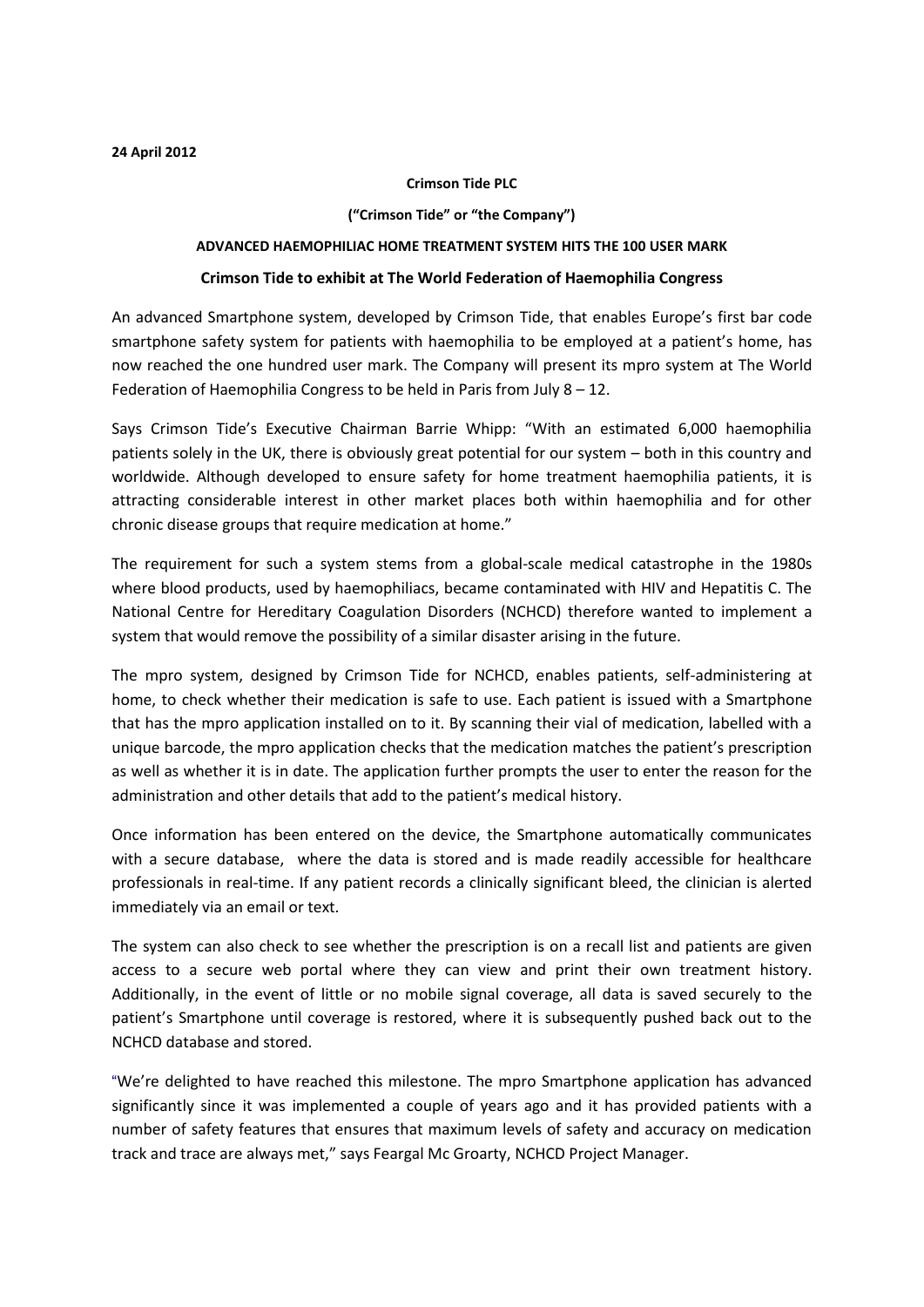**24 April 2012**

**Crimson Tide PLC**

**("Crimson Tide" or "the Company")**

**ADVANCED HAEMOPHILIAC HOME TREATMENT SYSTEM HITS THE 100 USER MARK**

**Crimson Tide to exhibit at The World Federation of Haemophilia Congress**

An advanced Smartphone system, developed by Crimson Tide, that enables Europe's first bar code smartphone safety system for patients with haemophilia to be employed at a patient's home, has now reached the one hundred user mark. The Company will present its mpro system at The World Federation of Haemophilia Congress to be held in Paris from July 8 – 12.

Says Crimson Tide's Executive Chairman Barrie Whipp: "With an estimated 6,000 haemophilia patients solely in the UK, there is obviously great potential for our system – both in this country and worldwide. Although developed to ensure safety for home treatment haemophilia patients, it is attracting considerable interest in other market places both within haemophilia and for other chronic disease groups that require medication at home."

The requirement for such a system stems from a global-scale medical catastrophe in the 1980s where blood products, used by haemophiliacs, became contaminated with HIV and Hepatitis C. The National Centre for Hereditary Coagulation Disorders (NCHCD) therefore wanted to implement a system that would remove the possibility of a similar disaster arising in the future.

The mpro system, designed by Crimson Tide for NCHCD, enables patients, self-administering at home, to check whether their medication is safe to use. Each patient is issued with a Smartphone that has the mpro application installed on to it. By scanning their vial of medication, labelled with a unique barcode, the mpro application checks that the medication matches the patient's prescription as well as whether it is in date. The application further prompts the user to enter the reason for the administration and other details that add to the patient's medical history.

Once information has been entered on the device, the Smartphone automatically communicates with a secure database, where the data is stored and is made readily accessible for healthcare professionals in real-time. If any patient records a clinically significant bleed, the clinician is alerted immediately via an email or text.

The system can also check to see whether the prescription is on a recall list and patients are given access to a secure web portal where they can view and print their own treatment history. Additionally, in the event of little or no mobile signal coverage, all data is saved securely to the patient's Smartphone until coverage is restored, where it is subsequently pushed back out to the NCHCD database and stored.

"We're delighted to have reached this milestone. The mpro Smartphone application has advanced significantly since it was implemented a couple of years ago and it has provided patients with a number of safety features that ensures that maximum levels of safety and accuracy on medication track and trace are always met," says Feargal Mc Groarty, NCHCD Project Manager.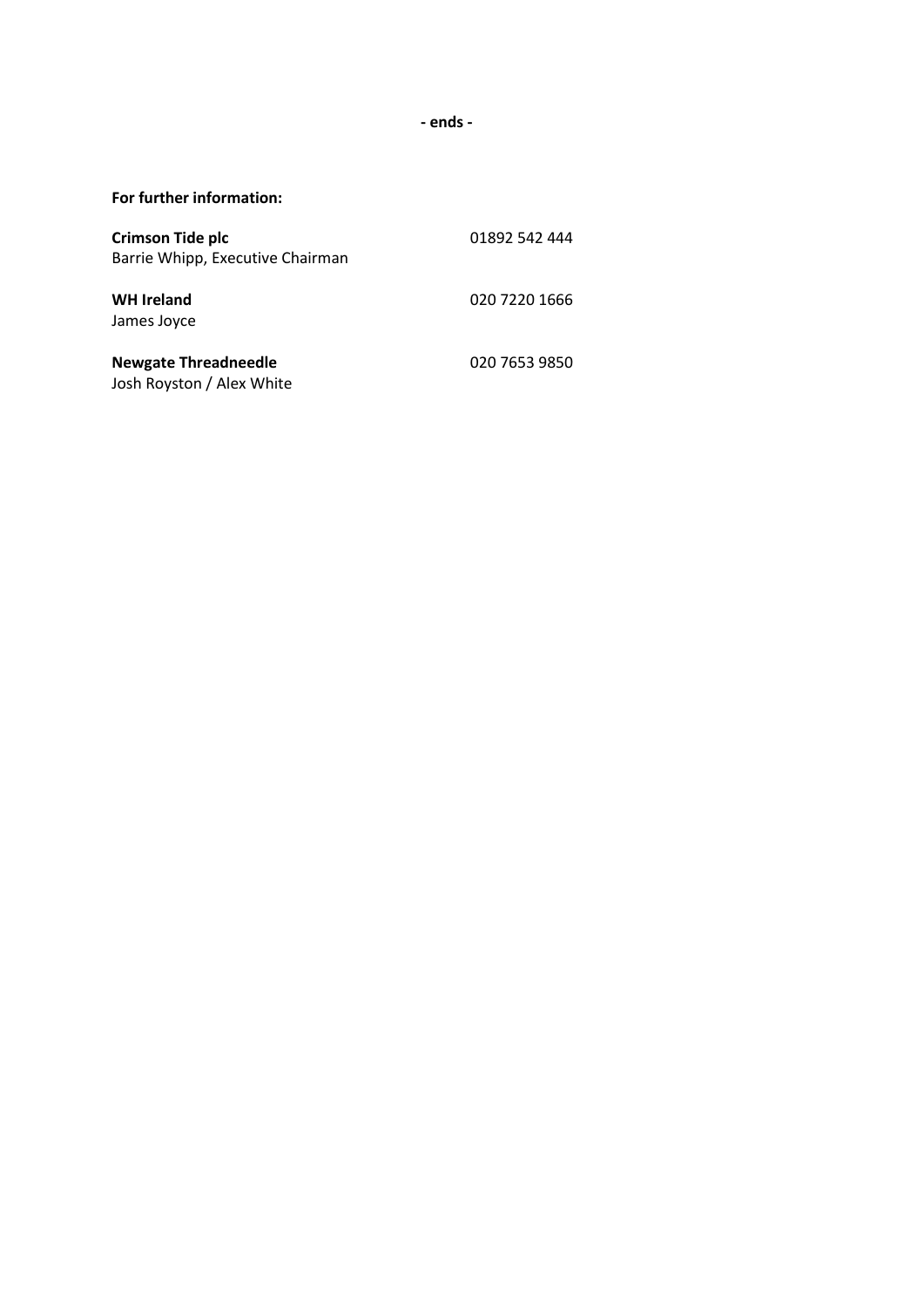**- ends -**

**For further information:**

| | |
|---|---|
| **Crimson Tide plc**<br>Barrie Whipp, Executive Chairman | 01892 542 444 |
| **WH Ireland**<br>James Joyce | 020 7220 1666 |
| **Newgate Threadneedle**<br>Josh Royston / Alex White | 020 7653 9850 |